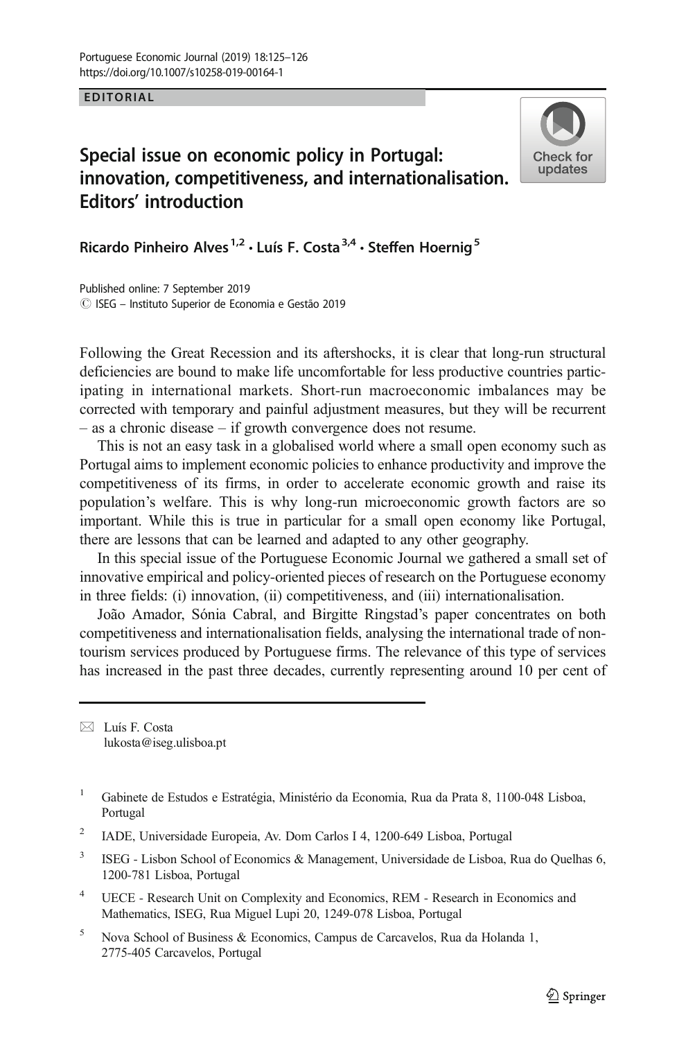EDITORIAL

# Special issue on economic policy in Portugal: innovation, competitiveness, and internationalisation. Editors' introduction

Ricardo Pinheiro Alves[1,2] · Luís F. Costa[3,4] · Steffen Hoernig[5]

Published online: 7 September 2019
© ISEG – Instituto Superior de Economia e Gestão 2019

Following the Great Recession and its aftershocks, it is clear that long-run structural deficiencies are bound to make life uncomfortable for less productive countries participating in international markets. Short-run macroeconomic imbalances may be corrected with temporary and painful adjustment measures, but they will be recurrent – as a chronic disease – if growth convergence does not resume.

This is not an easy task in a globalised world where a small open economy such as Portugal aims to implement economic policies to enhance productivity and improve the competitiveness of its firms, in order to accelerate economic growth and raise its population's welfare. This is why long-run microeconomic growth factors are so important. While this is true in particular for a small open economy like Portugal, there are lessons that can be learned and adapted to any other geography.

In this special issue of the Portuguese Economic Journal we gathered a small set of innovative empirical and policy-oriented pieces of research on the Portuguese economy in three fields: (i) innovation, (ii) competitiveness, and (iii) internationalisation.

João Amador, Sónia Cabral, and Birgitte Ringstad's paper concentrates on both competitiveness and internationalisation fields, analysing the international trade of non-tourism services produced by Portuguese firms. The relevance of this type of services has increased in the past three decades, currently representing around 10 per cent of

---

✉ Luís F. Costa
lukosta@iseg.ulisboa.pt

[1] Gabinete de Estudos e Estratégia, Ministério da Economia, Rua da Prata 8, 1100-048 Lisboa, Portugal

[2] IADE, Universidade Europeia, Av. Dom Carlos I 4, 1200-649 Lisboa, Portugal

[3] ISEG - Lisbon School of Economics & Management, Universidade de Lisboa, Rua do Quelhas 6, 1200-781 Lisboa, Portugal

[4] UECE - Research Unit on Complexity and Economics, REM - Research in Economics and Mathematics, ISEG, Rua Miguel Lupi 20, 1249-078 Lisboa, Portugal

[5] Nova School of Business & Economics, Campus de Carcavelos, Rua da Holanda 1, 2775-405 Carcavelos, Portugal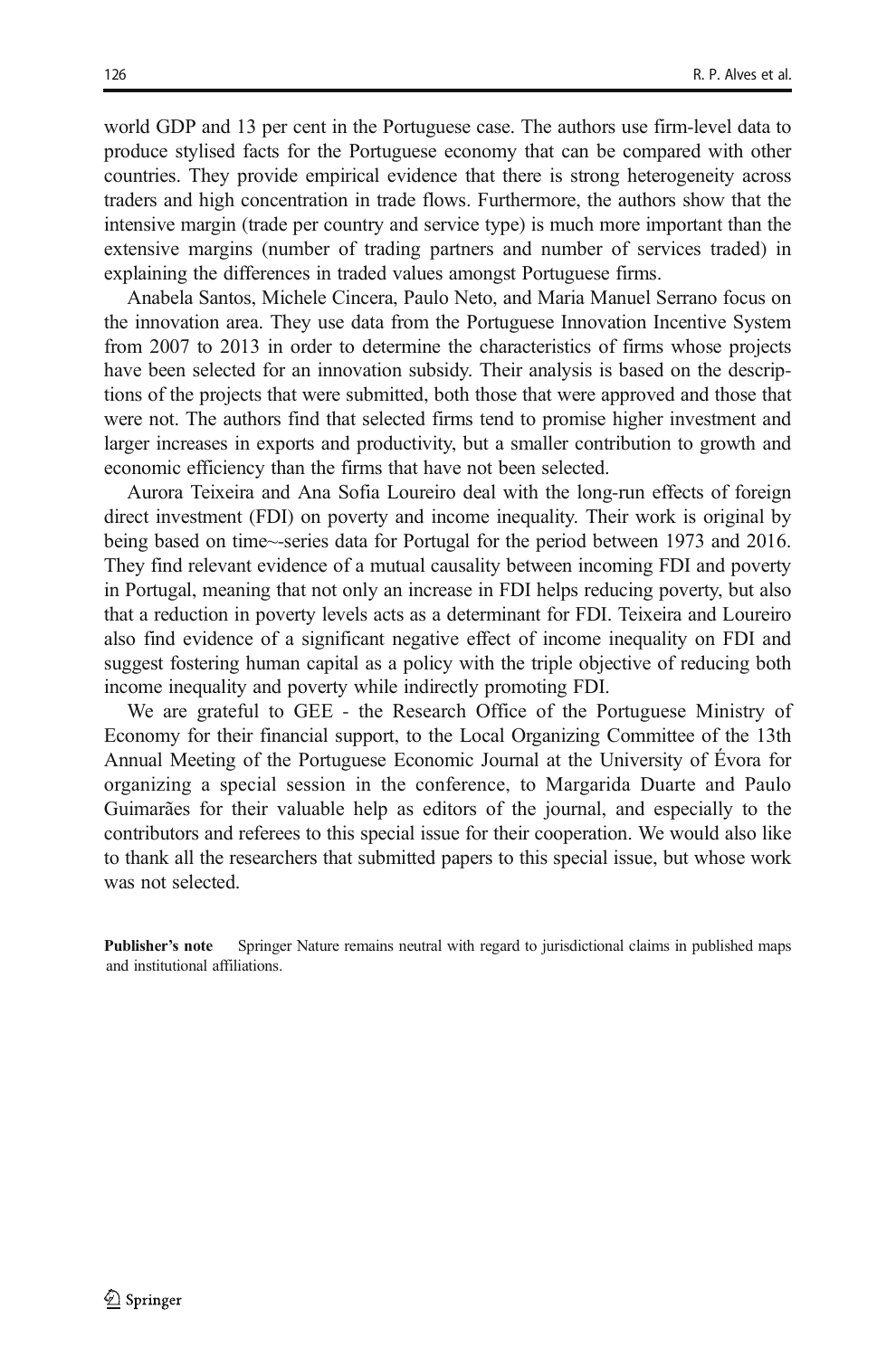world GDP and 13 per cent in the Portuguese case. The authors use firm-level data to produce stylised facts for the Portuguese economy that can be compared with other countries. They provide empirical evidence that there is strong heterogeneity across traders and high concentration in trade flows. Furthermore, the authors show that the intensive margin (trade per country and service type) is much more important than the extensive margins (number of trading partners and number of services traded) in explaining the differences in traded values amongst Portuguese firms.

Anabela Santos, Michele Cincera, Paulo Neto, and Maria Manuel Serrano focus on the innovation area. They use data from the Portuguese Innovation Incentive System from 2007 to 2013 in order to determine the characteristics of firms whose projects have been selected for an innovation subsidy. Their analysis is based on the descriptions of the projects that were submitted, both those that were approved and those that were not. The authors find that selected firms tend to promise higher investment and larger increases in exports and productivity, but a smaller contribution to growth and economic efficiency than the firms that have not been selected.

Aurora Teixeira and Ana Sofia Loureiro deal with the long-run effects of foreign direct investment (FDI) on poverty and income inequality. Their work is original by being based on time~-series data for Portugal for the period between 1973 and 2016. They find relevant evidence of a mutual causality between incoming FDI and poverty in Portugal, meaning that not only an increase in FDI helps reducing poverty, but also that a reduction in poverty levels acts as a determinant for FDI. Teixeira and Loureiro also find evidence of a significant negative effect of income inequality on FDI and suggest fostering human capital as a policy with the triple objective of reducing both income inequality and poverty while indirectly promoting FDI.

We are grateful to GEE - the Research Office of the Portuguese Ministry of Economy for their financial support, to the Local Organizing Committee of the 13th Annual Meeting of the Portuguese Economic Journal at the University of Évora for organizing a special session in the conference, to Margarida Duarte and Paulo Guimarães for their valuable help as editors of the journal, and especially to the contributors and referees to this special issue for their cooperation. We would also like to thank all the researchers that submitted papers to this special issue, but whose work was not selected.

**Publisher's note** Springer Nature remains neutral with regard to jurisdictional claims in published maps and institutional affiliations.